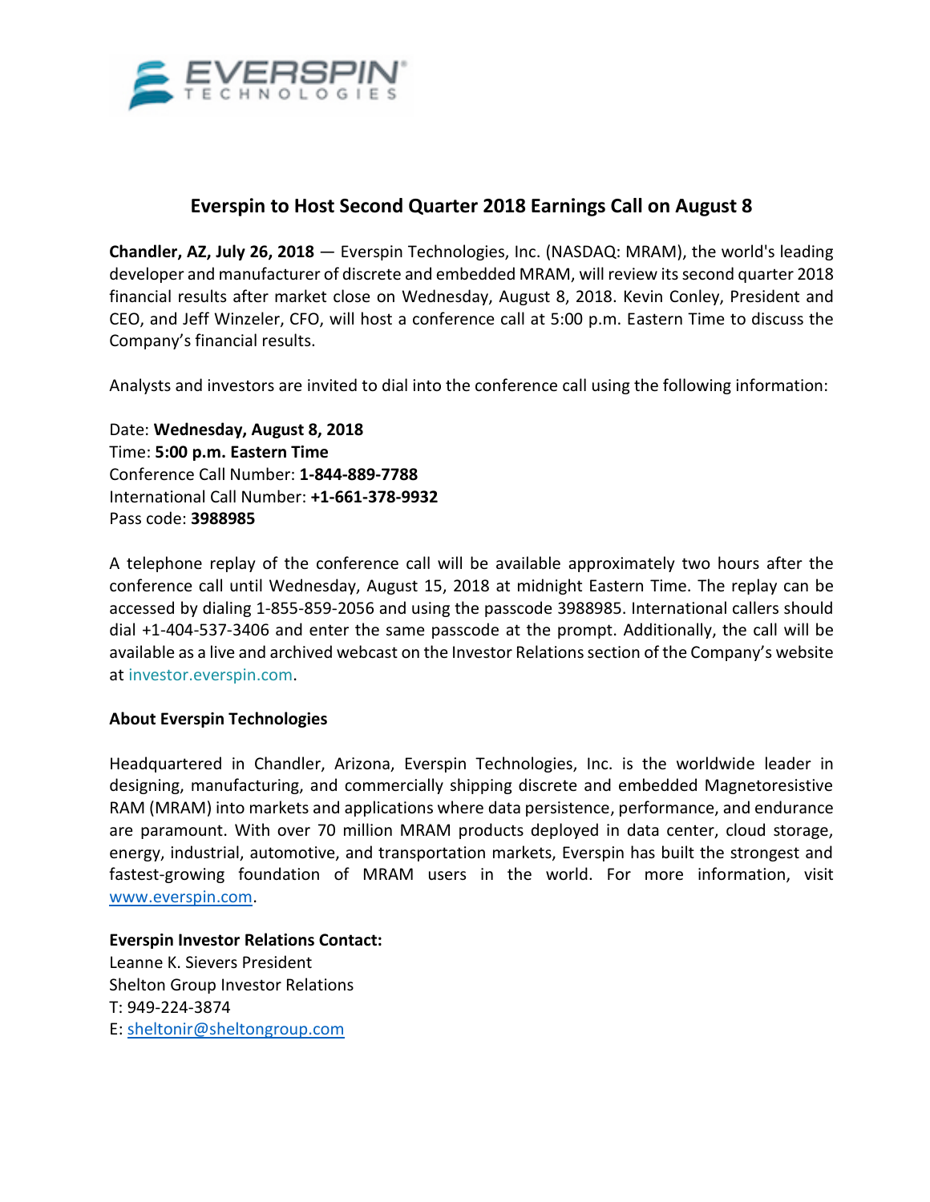# Everspin to Host Second Quarter 2018 Earnings Call on August 8

**Chandler, AZ, July 26, 2018** — Everspin Technologies, Inc. (NASDAQ: MRAM), the world's leading developer and manufacturer of discrete and embedded MRAM, will review its second quarter 2018 financial results after market close on Wednesday, August 8, 2018. Kevin Conley, President and CEO, and Jeff Winzeler, CFO, will host a conference call at 5:00 p.m. Eastern Time to discuss the Company's financial results.

Analysts and investors are invited to dial into the conference call using the following information:

Date: **Wednesday, August 8, 2018**
Time: **5:00 p.m. Eastern Time**
Conference Call Number: **1-844-889-7788**
International Call Number: **+1-661-378-9932**
Pass code: **3988985**

A telephone replay of the conference call will be available approximately two hours after the conference call until Wednesday, August 15, 2018 at midnight Eastern Time. The replay can be accessed by dialing 1-855-859-2056 and using the passcode 3988985. International callers should dial +1-404-537-3406 and enter the same passcode at the prompt. Additionally, the call will be available as a live and archived webcast on the Investor Relations section of the Company's website at investor.everspin.com.

**About Everspin Technologies**

Headquartered in Chandler, Arizona, Everspin Technologies, Inc. is the worldwide leader in designing, manufacturing, and commercially shipping discrete and embedded Magnetoresistive RAM (MRAM) into markets and applications where data persistence, performance, and endurance are paramount. With over 70 million MRAM products deployed in data center, cloud storage, energy, industrial, automotive, and transportation markets, Everspin has built the strongest and fastest-growing foundation of MRAM users in the world. For more information, visit www.everspin.com.

**Everspin Investor Relations Contact:**
Leanne K. Sievers President
Shelton Group Investor Relations
T: 949-224-3874
E: sheltonir@sheltongroup.com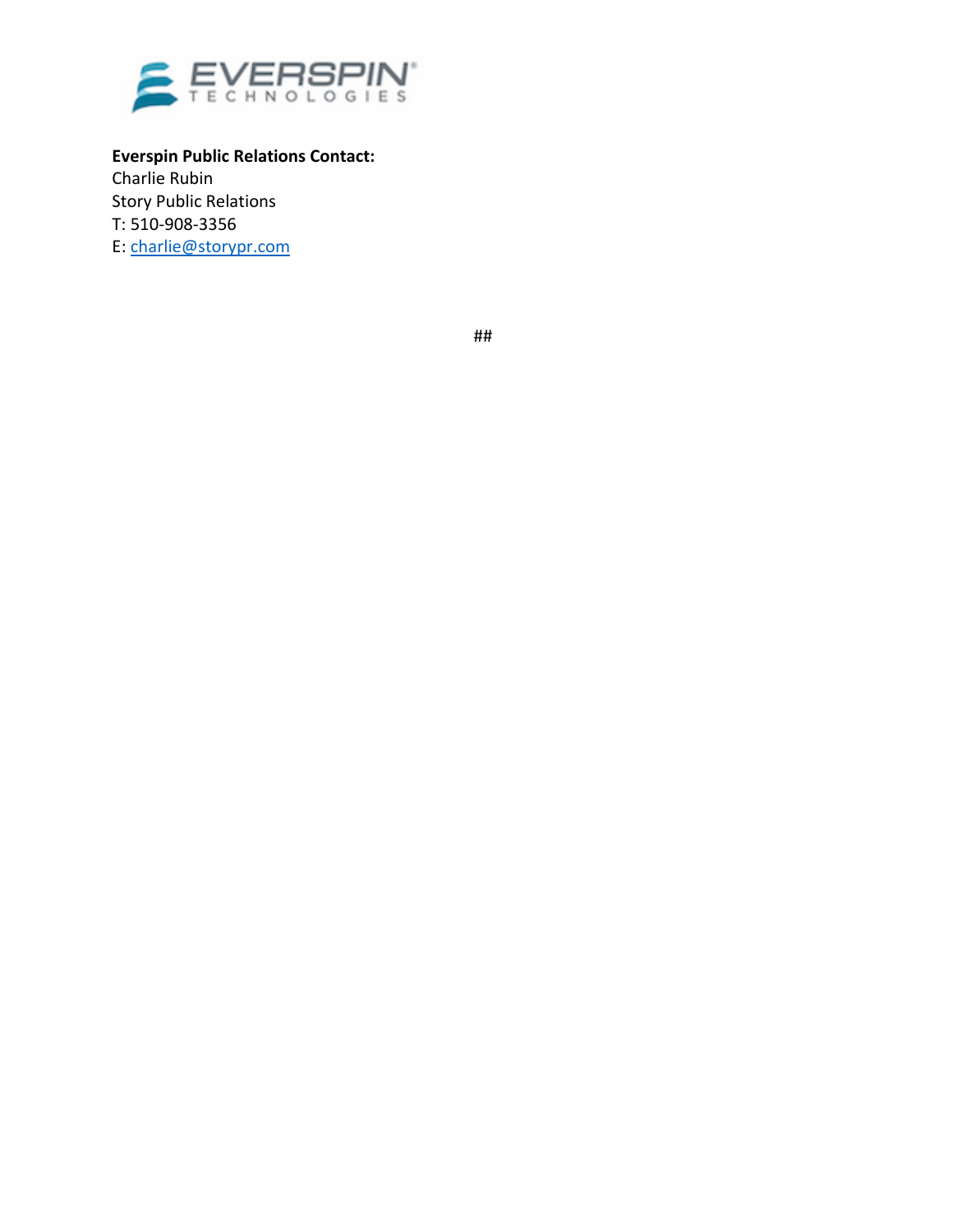**Everspin Public Relations Contact:**
Charlie Rubin
Story Public Relations
T: 510-908-3356
E: charlie@storypr.com

##